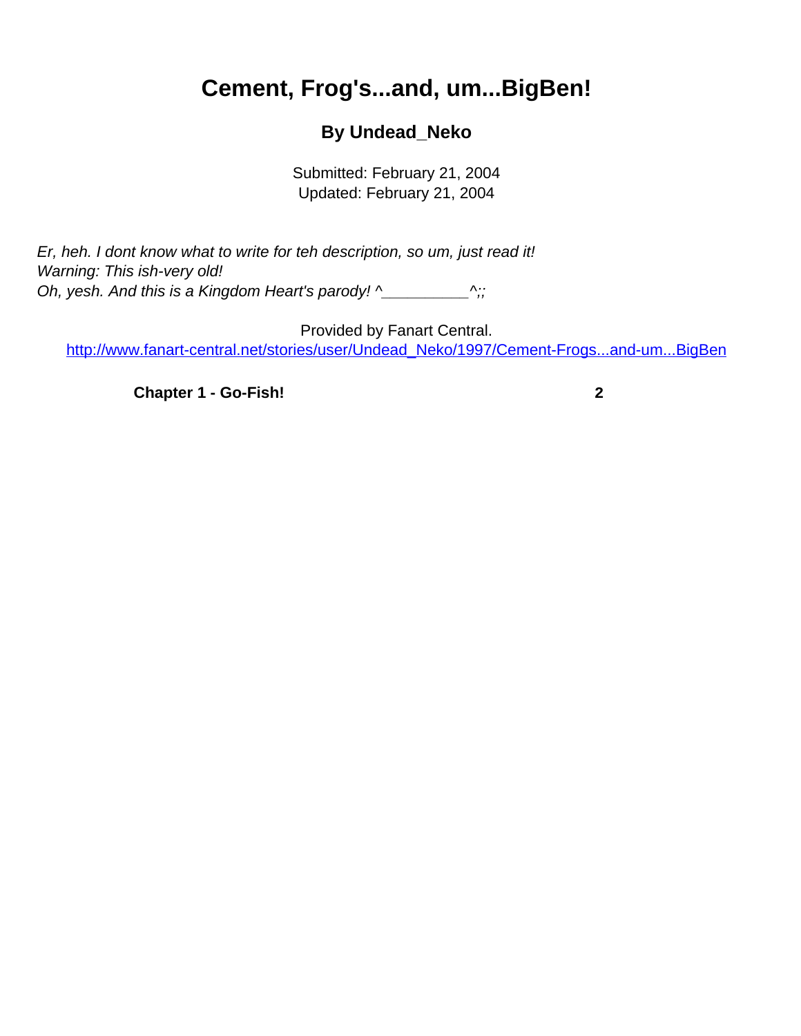# Cement, Frog's...and, um...BigBen!

### By Undead_Neko

Submitted: February 21, 2004
Updated: February 21, 2004

*Er, heh. I dont know what to write for teh description, so um, just read it!*
*Warning: This ish-very old!*
*Oh, yesh. And this is a Kingdom Heart's parody! ^__________^;;*

Provided by Fanart Central.
http://www.fanart-central.net/stories/user/Undead_Neko/1997/Cement-Frogs...and-um...BigBen

**Chapter 1 - Go-Fish!** **2**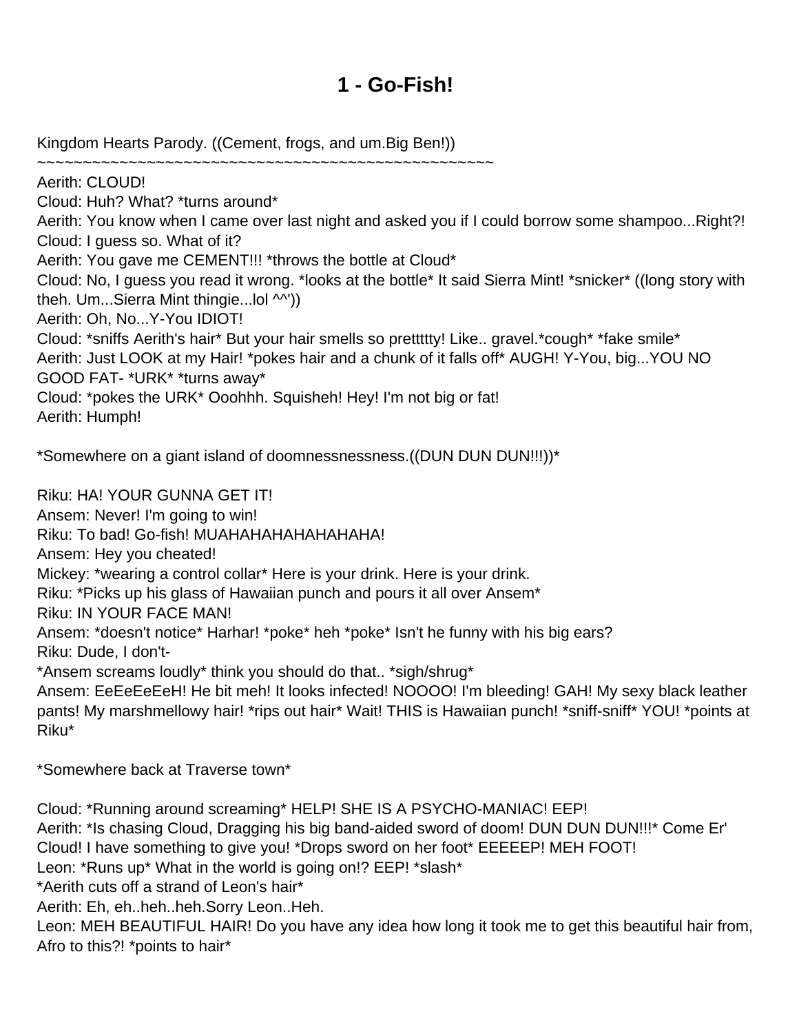# 1 - Go-Fish!

Kingdom Hearts Parody. ((Cement, frogs, and um.Big Ben!))
~~~~~~~~~~~~~~~~~~~~~~~~~~~~~~~~~~~~~~~~~~~~~~~~~~~~

Aerith: CLOUD!
Cloud: Huh? What? *turns around*
Aerith: You know when I came over last night and asked you if I could borrow some shampoo...Right?!
Cloud: I guess so. What of it?
Aerith: You gave me CEMENT!!! *throws the bottle at Cloud*
Cloud: No, I guess you read it wrong. *looks at the bottle* It said Sierra Mint! *snicker* ((long story with theh. Um...Sierra Mint thingie...lol ^^'))
Aerith: Oh, No...Y-You IDIOT!
Cloud: *sniffs Aerith's hair* But your hair smells so prettttty! Like.. gravel.*cough* *fake smile*
Aerith: Just LOOK at my Hair! *pokes hair and a chunk of it falls off* AUGH! Y-You, big...YOU NO GOOD FAT- *URK* *turns away*
Cloud: *pokes the URK* Ooohhh. Squisheh! Hey! I'm not big or fat!
Aerith: Humph!

*Somewhere on a giant island of doomnessnessness.((DUN DUN DUN!!!))*

Riku: HA! YOUR GUNNA GET IT!
Ansem: Never! I'm going to win!
Riku: To bad! Go-fish! MUAHAHAHAHAHAHAHA!
Ansem: Hey you cheated!
Mickey: *wearing a control collar* Here is your drink. Here is your drink.
Riku: *Picks up his glass of Hawaiian punch and pours it all over Ansem*
Riku: IN YOUR FACE MAN!
Ansem: *doesn't notice* Harhar! *poke* heh *poke* Isn't he funny with his big ears?
Riku: Dude, I don't-
*Ansem screams loudly* think you should do that.. *sigh/shrug*
Ansem: EeEeEeEeH! He bit meh! It looks infected! NOOOO! I'm bleeding! GAH! My sexy black leather pants! My marshmellowy hair! *rips out hair* Wait! THIS is Hawaiian punch! *sniff-sniff* YOU! *points at Riku*

*Somewhere back at Traverse town*

Cloud: *Running around screaming* HELP! SHE IS A PSYCHO-MANIAC! EEP!
Aerith: *Is chasing Cloud, Dragging his big band-aided sword of doom! DUN DUN DUN!!!* Come Er' Cloud! I have something to give you! *Drops sword on her foot* EEEEEP! MEH FOOT!
Leon: *Runs up* What in the world is going on!? EEP! *slash*
*Aerith cuts off a strand of Leon's hair*
Aerith: Eh, eh..heh..heh.Sorry Leon..Heh.
Leon: MEH BEAUTIFUL HAIR! Do you have any idea how long it took me to get this beautiful hair from, Afro to this?! *points to hair*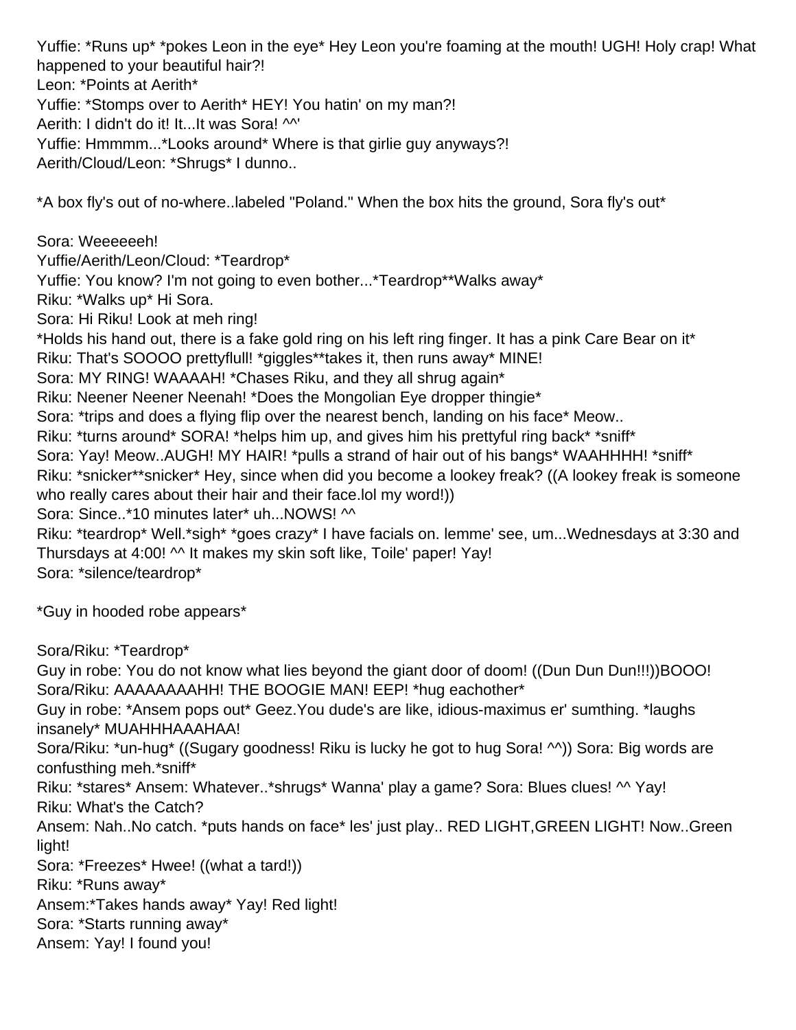Yuffie: *Runs up* *pokes Leon in the eye* Hey Leon you're foaming at the mouth! UGH! Holy crap! What happened to your beautiful hair?!
Leon: *Points at Aerith*
Yuffie: *Stomps over to Aerith* HEY! You hatin' on my man?!
Aerith: I didn't do it! It...It was Sora! ^^'
Yuffie: Hmmmm...*Looks around* Where is that girlie guy anyways?!
Aerith/Cloud/Leon: *Shrugs* I dunno..

*A box fly's out of no-where..labeled "Poland." When the box hits the ground, Sora fly's out*

Sora: Weeeeeeh!
Yuffie/Aerith/Leon/Cloud: *Teardrop*
Yuffie: You know? I'm not going to even bother...*Teardrop**Walks away*
Riku: *Walks up* Hi Sora.
Sora: Hi Riku! Look at meh ring!
*Holds his hand out, there is a fake gold ring on his left ring finger. It has a pink Care Bear on it*
Riku: That's SOOOO prettyflull! *giggles**takes it, then runs away* MINE!
Sora: MY RING! WAAAAH! *Chases Riku, and they all shrug again*
Riku: Neener Neener Neenah! *Does the Mongolian Eye dropper thingie*
Sora: *trips and does a flying flip over the nearest bench, landing on his face* Meow..
Riku: *turns around* SORA! *helps him up, and gives him his prettyful ring back* *sniff*
Sora: Yay! Meow..AUGH! MY HAIR! *pulls a strand of hair out of his bangs* WAAHHHH! *sniff*
Riku: *snicker**snicker* Hey, since when did you become a lookey freak? ((A lookey freak is someone who really cares about their hair and their face.lol my word!))
Sora: Since..*10 minutes later* uh...NOWS! ^^
Riku: *teardrop* Well.*sigh* *goes crazy* I have facials on. lemme' see, um...Wednesdays at 3:30 and Thursdays at 4:00! ^^ It makes my skin soft like, Toile' paper! Yay!
Sora: *silence/teardrop*

*Guy in hooded robe appears*

Sora/Riku: *Teardrop*
Guy in robe: You do not know what lies beyond the giant door of doom! ((Dun Dun Dun!!!))BOOO!
Sora/Riku: AAAAAAAAAH! THE BOOGIE MAN! EEP! *hug eachother*
Guy in robe: *Ansem pops out* Geez.You dude's are like, idious-maximus er' sumthing. *laughs insanely* MUAHHHAAAHAA!
Sora/Riku: *un-hug* ((Sugary goodness! Riku is lucky he got to hug Sora! ^^)) Sora: Big words are confusthing meh.*sniff*
Riku: *stares* Ansem: Whatever..*shrugs* Wanna' play a game? Sora: Blues clues! ^^ Yay!
Riku: What's the Catch?
Ansem: Nah..No catch. *puts hands on face* les' just play.. RED LIGHT,GREEN LIGHT! Now..Green light!
Sora: *Freezes* Hwee! ((what a tard!))
Riku: *Runs away*
Ansem:*Takes hands away* Yay! Red light!
Sora: *Starts running away*
Ansem: Yay! I found you!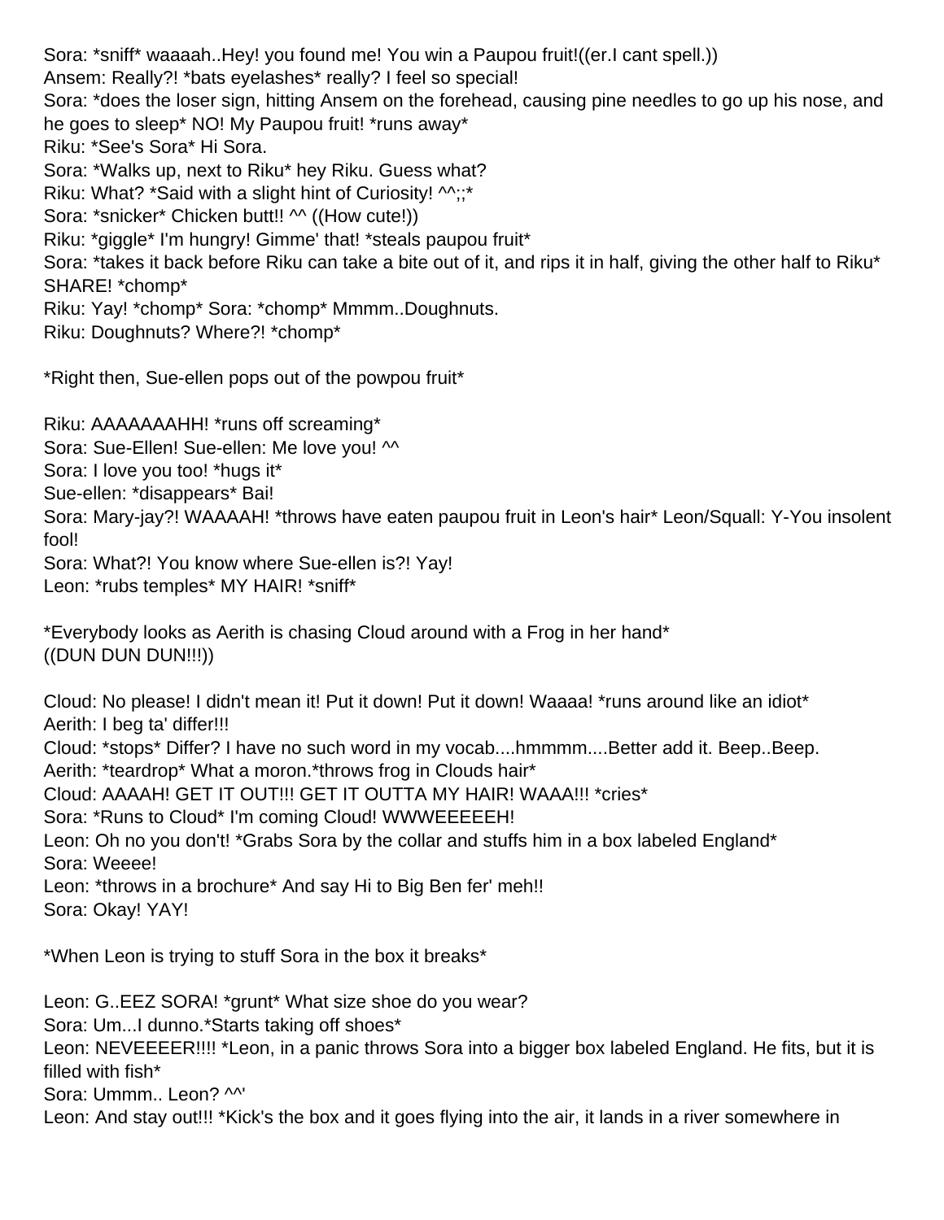Sora: *sniff* waaaah..Hey! you found me! You win a Paupou fruit!((er.I cant spell.))
Ansem: Really?! *bats eyelashes* really? I feel so special!
Sora: *does the loser sign, hitting Ansem on the forehead, causing pine needles to go up his nose, and he goes to sleep* NO! My Paupou fruit! *runs away*
Riku: *See's Sora* Hi Sora.
Sora: *Walks up, next to Riku* hey Riku. Guess what?
Riku: What? *Said with a slight hint of Curiosity! ^^;;*
Sora: *snicker* Chicken butt!! ^^ ((How cute!))
Riku: *giggle* I'm hungry! Gimme' that! *steals paupou fruit*
Sora: *takes it back before Riku can take a bite out of it, and rips it in half, giving the other half to Riku* SHARE! *chomp*
Riku: Yay! *chomp* Sora: *chomp* Mmmm..Doughnuts.
Riku: Doughnuts? Where?! *chomp*

*Right then, Sue-ellen pops out of the powpou fruit*

Riku: AAAAAAAHH! *runs off screaming*
Sora: Sue-Ellen! Sue-ellen: Me love you! ^^
Sora: I love you too! *hugs it*
Sue-ellen: *disappears* Bai!
Sora: Mary-jay?! WAAAAH! *throws have eaten paupou fruit in Leon's hair* Leon/Squall: Y-You insolent fool!
Sora: What?! You know where Sue-ellen is?! Yay!
Leon: *rubs temples* MY HAIR! *sniff*

*Everybody looks as Aerith is chasing Cloud around with a Frog in her hand*
((DUN DUN DUN!!!))

Cloud: No please! I didn't mean it! Put it down! Put it down! Waaaa! *runs around like an idiot*
Aerith: I beg ta' differ!!!
Cloud: *stops* Differ? I have no such word in my vocab....hmmmm....Better add it. Beep..Beep.
Aerith: *teardrop* What a moron.*throws frog in Clouds hair*
Cloud: AAAAH! GET IT OUT!!! GET IT OUTTA MY HAIR! WAAA!!! *cries*
Sora: *Runs to Cloud* I'm coming Cloud! WWWEEEEEH!
Leon: Oh no you don't! *Grabs Sora by the collar and stuffs him in a box labeled England*
Sora: Weeee!
Leon: *throws in a brochure* And say Hi to Big Ben fer' meh!!
Sora: Okay! YAY!

*When Leon is trying to stuff Sora in the box it breaks*

Leon: G..EEZ SORA! *grunt* What size shoe do you wear?
Sora: Um...I dunno.*Starts taking off shoes*
Leon: NEVEEEER!!!! *Leon, in a panic throws Sora into a bigger box labeled England. He fits, but it is filled with fish*
Sora: Ummm.. Leon? ^^'
Leon: And stay out!!! *Kick's the box and it goes flying into the air, it lands in a river somewhere in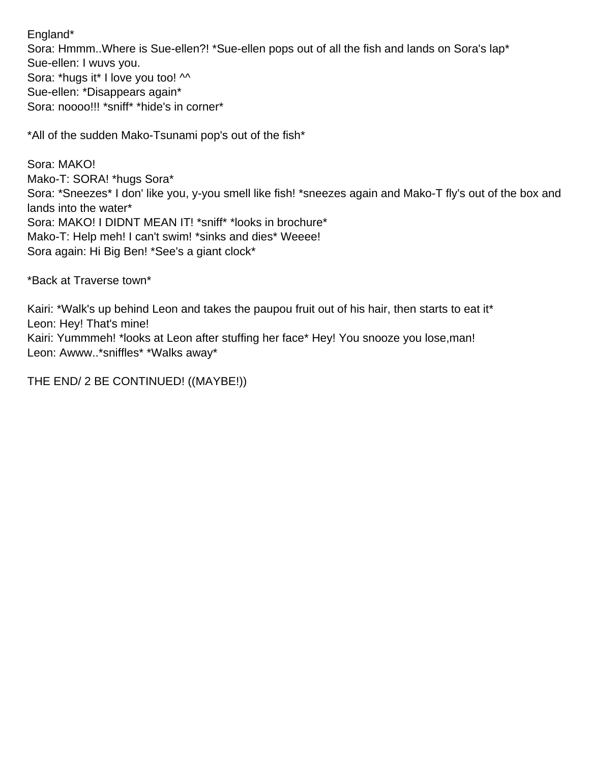England*
Sora: Hmmm..Where is Sue-ellen?! *Sue-ellen pops out of all the fish and lands on Sora's lap*
Sue-ellen: I wuvs you.
Sora: *hugs it* I love you too! ^^
Sue-ellen: *Disappears again*
Sora: noooo!!! *sniff* *hide's in corner*

*All of the sudden Mako-Tsunami pop's out of the fish*

Sora: MAKO!
Mako-T: SORA! *hugs Sora*
Sora: *Sneezes* I don' like you, y-you smell like fish! *sneezes again and Mako-T fly's out of the box and lands into the water*
Sora: MAKO! I DIDNT MEAN IT! *sniff* *looks in brochure*
Mako-T: Help meh! I can't swim! *sinks and dies* Weeee!
Sora again: Hi Big Ben! *See's a giant clock*

*Back at Traverse town*

Kairi: *Walk's up behind Leon and takes the paupou fruit out of his hair, then starts to eat it*
Leon: Hey! That's mine!
Kairi: Yummmeh! *looks at Leon after stuffing her face* Hey! You snooze you lose,man!
Leon: Awww..*sniffles* *Walks away*

THE END/ 2 BE CONTINUED! ((MAYBE!))